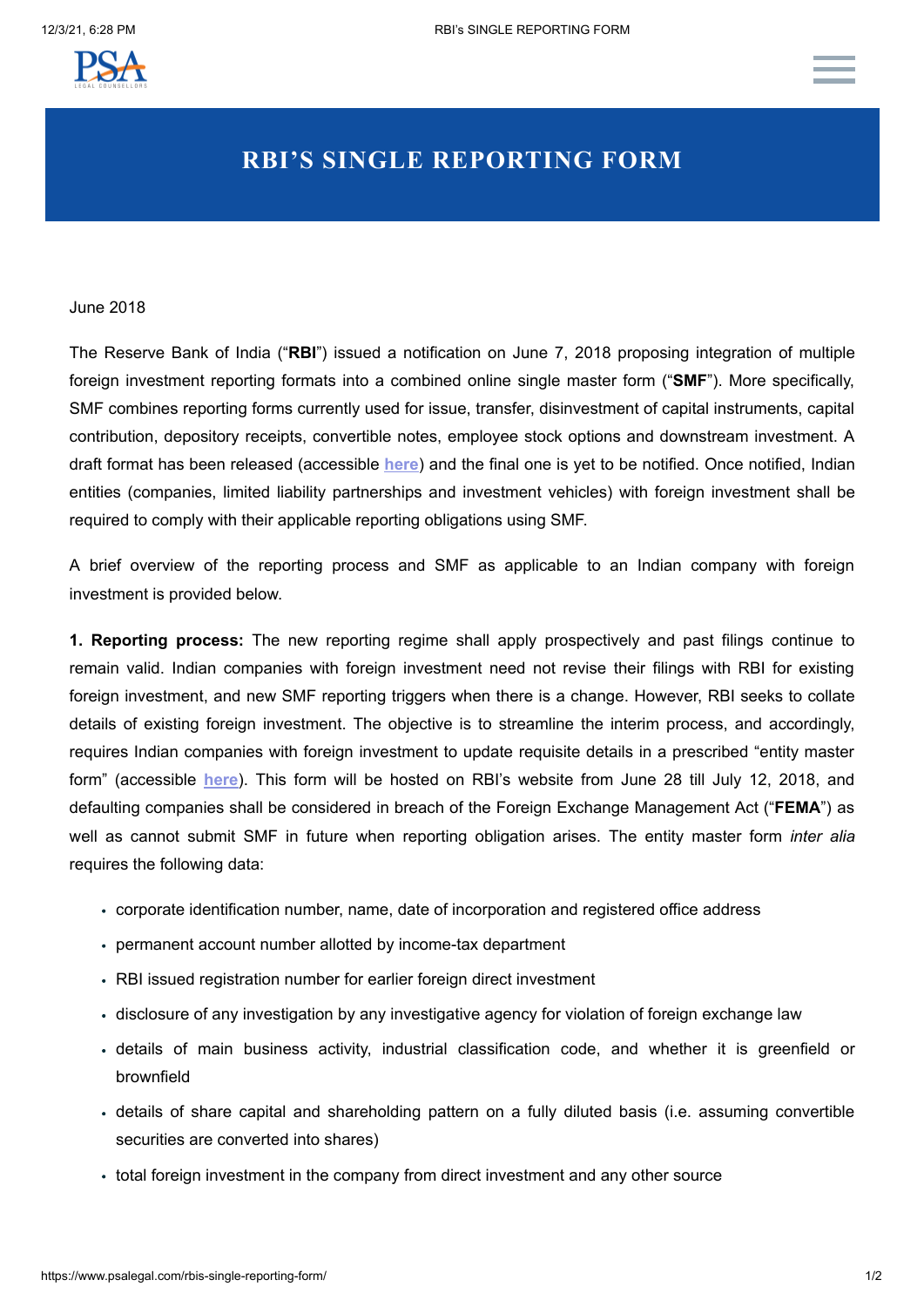# RBI'S SINGLE REPORTING FORM

June 2018

The Reserve Bank of India ("**RBI**") issued a notification on June 7, 2018 proposing integration of multiple foreign investment reporting formats into a combined online single master form ("**SMF**"). More specifically, SMF combines reporting forms currently used for issue, transfer, disinvestment of capital instruments, capital contribution, depository receipts, convertible notes, employee stock options and downstream investment. A draft format has been released (accessible **here**) and the final one is yet to be notified. Once notified, Indian entities (companies, limited liability partnerships and investment vehicles) with foreign investment shall be required to comply with their applicable reporting obligations using SMF.

A brief overview of the reporting process and SMF as applicable to an Indian company with foreign investment is provided below.

**1. Reporting process:** The new reporting regime shall apply prospectively and past filings continue to remain valid. Indian companies with foreign investment need not revise their filings with RBI for existing foreign investment, and new SMF reporting triggers when there is a change. However, RBI seeks to collate details of existing foreign investment. The objective is to streamline the interim process, and accordingly, requires Indian companies with foreign investment to update requisite details in a prescribed "entity master form" (accessible **here**). This form will be hosted on RBI's website from June 28 till July 12, 2018, and defaulting companies shall be considered in breach of the Foreign Exchange Management Act ("**FEMA**") as well as cannot submit SMF in future when reporting obligation arises. The entity master form *inter alia* requires the following data:

- corporate identification number, name, date of incorporation and registered office address
- permanent account number allotted by income-tax department
- RBI issued registration number for earlier foreign direct investment
- disclosure of any investigation by any investigative agency for violation of foreign exchange law
- details of main business activity, industrial classification code, and whether it is greenfield or brownfield
- details of share capital and shareholding pattern on a fully diluted basis (i.e. assuming convertible securities are converted into shares)
- total foreign investment in the company from direct investment and any other source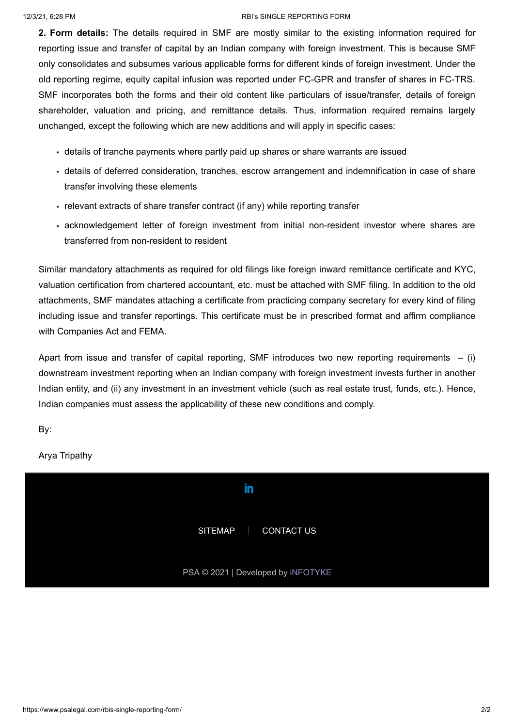**2. Form details:** The details required in SMF are mostly similar to the existing information required for reporting issue and transfer of capital by an Indian company with foreign investment. This is because SMF only consolidates and subsumes various applicable forms for different kinds of foreign investment. Under the old reporting regime, equity capital infusion was reported under FC-GPR and transfer of shares in FC-TRS. SMF incorporates both the forms and their old content like particulars of issue/transfer, details of foreign shareholder, valuation and pricing, and remittance details. Thus, information required remains largely unchanged, except the following which are new additions and will apply in specific cases:

- details of tranche payments where partly paid up shares or share warrants are issued
- details of deferred consideration, tranches, escrow arrangement and indemnification in case of share transfer involving these elements
- relevant extracts of share transfer contract (if any) while reporting transfer
- acknowledgement letter of foreign investment from initial non-resident investor where shares are transferred from non-resident to resident

Similar mandatory attachments as required for old filings like foreign inward remittance certificate and KYC, valuation certification from chartered accountant, etc. must be attached with SMF filing. In addition to the old attachments, SMF mandates attaching a certificate from practicing company secretary for every kind of filing including issue and transfer reportings. This certificate must be in prescribed format and affirm compliance with Companies Act and FEMA.

Apart from issue and transfer of capital reporting, SMF introduces two new reporting requirements – (i) downstream investment reporting when an Indian company with foreign investment invests further in another Indian entity, and (ii) any investment in an investment vehicle (such as real estate trust, funds, etc.). Hence, Indian companies must assess the applicability of these new conditions and comply.

By:

Arya Tripathy

SITEMAP | CONTACT US

PSA © 2021 | Developed by iNFOTYKE